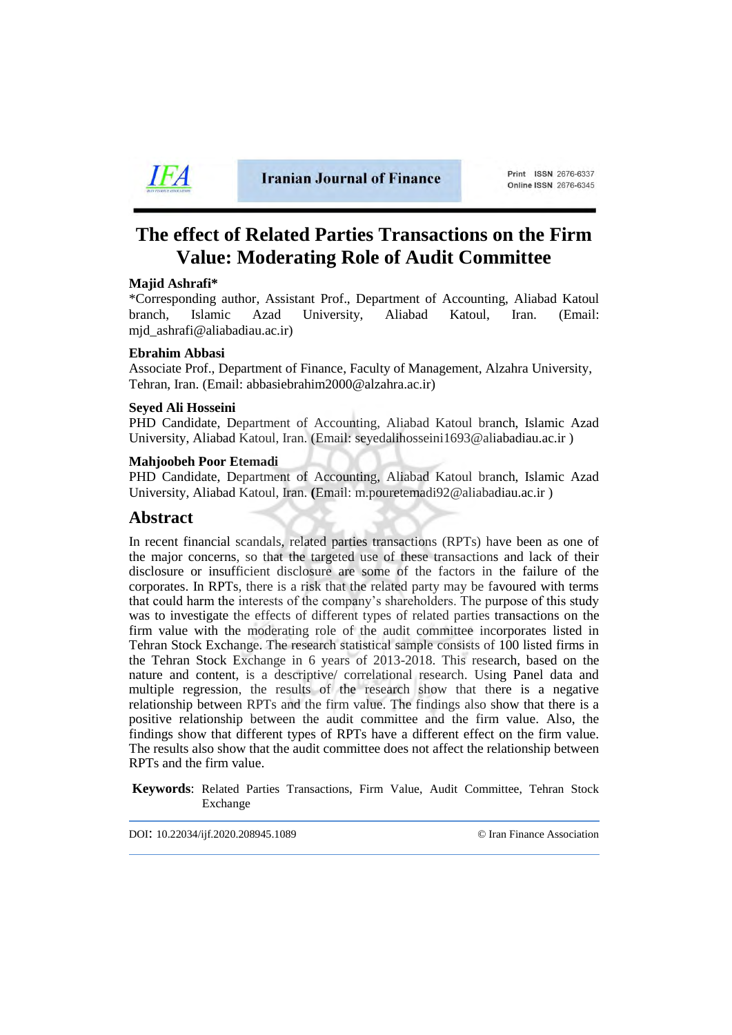# The effect of Related Parties Transactions on the Firm Value: Moderating Role of Audit Committee

**Majid Ashrafi***

*Corresponding author, Assistant Prof., Department of Accounting, Aliabad Katoul branch, Islamic Azad University, Aliabad Katoul, Iran. (Email: mjd_ashrafi@aliabadiau.ac.ir)

**Ebrahim Abbasi**

Associate Prof., Department of Finance, Faculty of Management, Alzahra University, Tehran, Iran. (Email: abbasiebrahim2000@alzahra.ac.ir)

**Seyed Ali Hosseini**

PHD Candidate, Department of Accounting, Aliabad Katoul branch, Islamic Azad University, Aliabad Katoul, Iran. (Email: seyedalihosseini1693@aliabadiau.ac.ir )

**Mahjoobeh Poor Etemadi**

PHD Candidate, Department of Accounting, Aliabad Katoul branch, Islamic Azad University, Aliabad Katoul, Iran. (Email: m.pouretemadi92@aliabadiau.ac.ir )

## Abstract

In recent financial scandals, related parties transactions (RPTs) have been as one of the major concerns, so that the targeted use of these transactions and lack of their disclosure or insufficient disclosure are some of the factors in the failure of the corporates. In RPTs, there is a risk that the related party may be favoured with terms that could harm the interests of the company's shareholders. The purpose of this study was to investigate the effects of different types of related parties transactions on the firm value with the moderating role of the audit committee incorporates listed in Tehran Stock Exchange. The research statistical sample consists of 100 listed firms in the Tehran Stock Exchange in 6 years of 2013-2018. This research, based on the nature and content, is a descriptive/ correlational research. Using Panel data and multiple regression, the results of the research show that there is a negative relationship between RPTs and the firm value. The findings also show that there is a positive relationship between the audit committee and the firm value. Also, the findings show that different types of RPTs have a different effect on the firm value. The results also show that the audit committee does not affect the relationship between RPTs and the firm value.

**Keywords**: Related Parties Transactions, Firm Value, Audit Committee, Tehran Stock Exchange

DOI: 10.22034/ijf.2020.208945.1089

© Iran Finance Association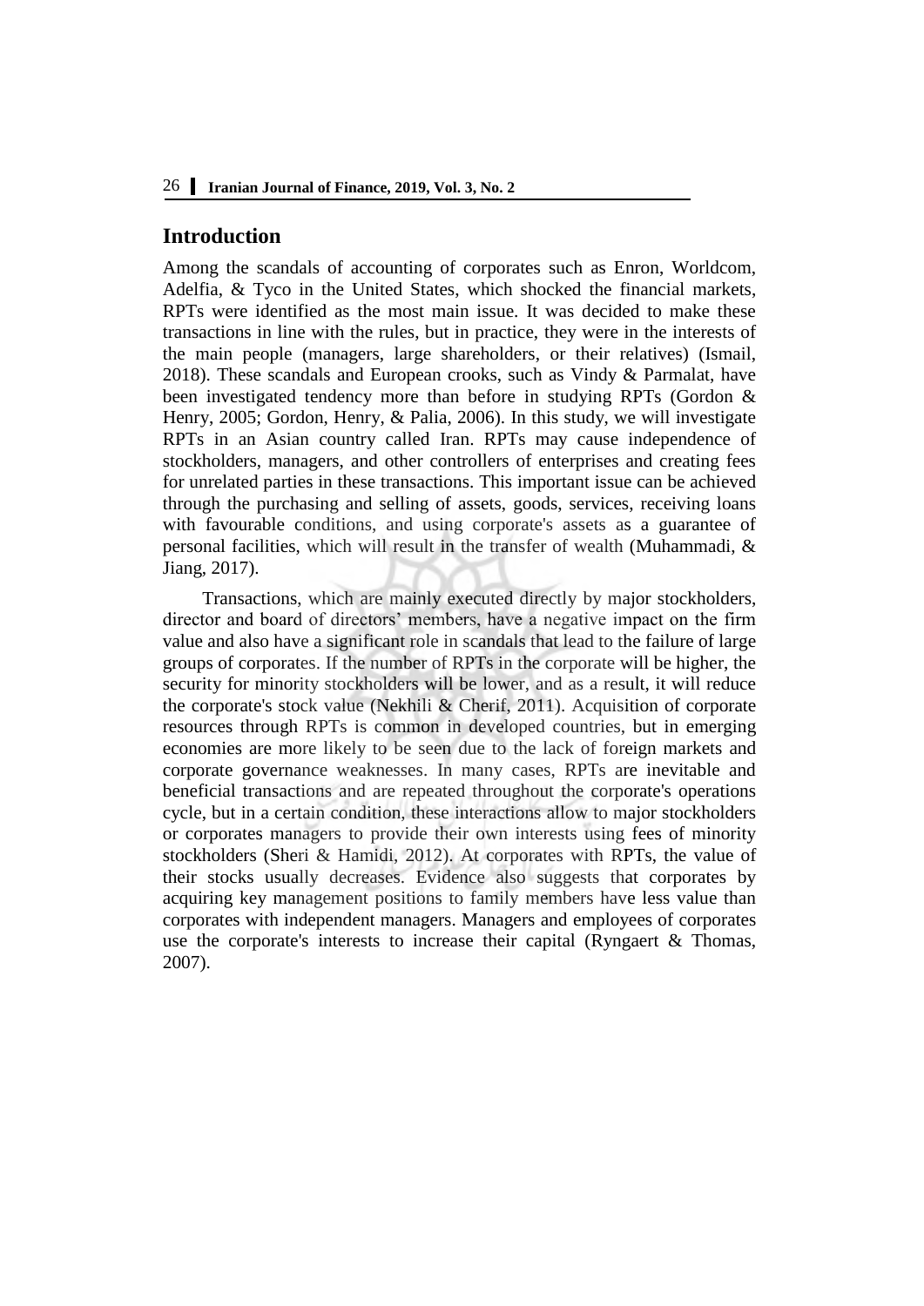## Introduction

Among the scandals of accounting of corporates such as Enron, Worldcom, Adelfia, & Tyco in the United States, which shocked the financial markets, RPTs were identified as the most main issue. It was decided to make these transactions in line with the rules, but in practice, they were in the interests of the main people (managers, large shareholders, or their relatives) (Ismail, 2018). These scandals and European crooks, such as Vindy & Parmalat, have been investigated tendency more than before in studying RPTs (Gordon & Henry, 2005; Gordon, Henry, & Palia, 2006). In this study, we will investigate RPTs in an Asian country called Iran. RPTs may cause independence of stockholders, managers, and other controllers of enterprises and creating fees for unrelated parties in these transactions. This important issue can be achieved through the purchasing and selling of assets, goods, services, receiving loans with favourable conditions, and using corporate's assets as a guarantee of personal facilities, which will result in the transfer of wealth (Muhammadi, & Jiang, 2017).

Transactions, which are mainly executed directly by major stockholders, director and board of directors' members, have a negative impact on the firm value and also have a significant role in scandals that lead to the failure of large groups of corporates. If the number of RPTs in the corporate will be higher, the security for minority stockholders will be lower, and as a result, it will reduce the corporate's stock value (Nekhili & Cherif, 2011). Acquisition of corporate resources through RPTs is common in developed countries, but in emerging economies are more likely to be seen due to the lack of foreign markets and corporate governance weaknesses. In many cases, RPTs are inevitable and beneficial transactions and are repeated throughout the corporate's operations cycle, but in a certain condition, these interactions allow to major stockholders or corporates managers to provide their own interests using fees of minority stockholders (Sheri & Hamidi, 2012). At corporates with RPTs, the value of their stocks usually decreases. Evidence also suggests that corporates by acquiring key management positions to family members have less value than corporates with independent managers. Managers and employees of corporates use the corporate's interests to increase their capital (Ryngaert & Thomas, 2007).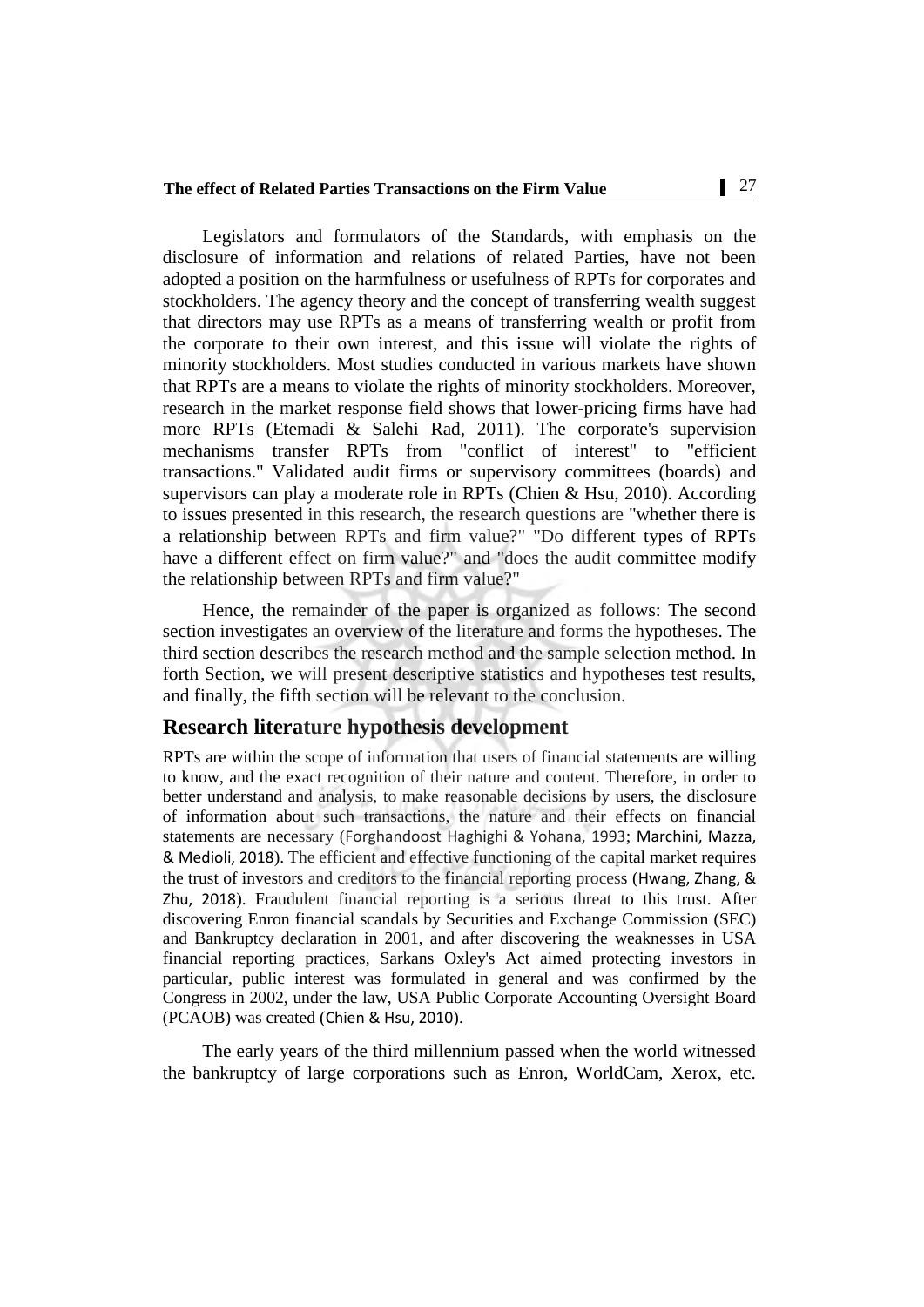Legislators and formulators of the Standards, with emphasis on the disclosure of information and relations of related Parties, have not been adopted a position on the harmfulness or usefulness of RPTs for corporates and stockholders. The agency theory and the concept of transferring wealth suggest that directors may use RPTs as a means of transferring wealth or profit from the corporate to their own interest, and this issue will violate the rights of minority stockholders. Most studies conducted in various markets have shown that RPTs are a means to violate the rights of minority stockholders. Moreover, research in the market response field shows that lower-pricing firms have had more RPTs (Etemadi & Salehi Rad, 2011). The corporate's supervision mechanisms transfer RPTs from "conflict of interest" to "efficient transactions." Validated audit firms or supervisory committees (boards) and supervisors can play a moderate role in RPTs (Chien & Hsu, 2010). According to issues presented in this research, the research questions are "whether there is a relationship between RPTs and firm value?" "Do different types of RPTs have a different effect on firm value?" and "does the audit committee modify the relationship between RPTs and firm value?"

Hence, the remainder of the paper is organized as follows: The second section investigates an overview of the literature and forms the hypotheses. The third section describes the research method and the sample selection method. In forth Section, we will present descriptive statistics and hypotheses test results, and finally, the fifth section will be relevant to the conclusion.

## Research literature hypothesis development

RPTs are within the scope of information that users of financial statements are willing to know, and the exact recognition of their nature and content. Therefore, in order to better understand and analysis, to make reasonable decisions by users, the disclosure of information about such transactions, the nature and their effects on financial statements are necessary (Forghandoost Haghighi & Yohana, 1993; Marchini, Mazza, & Medioli, 2018). The efficient and effective functioning of the capital market requires the trust of investors and creditors to the financial reporting process (Hwang, Zhang, & Zhu, 2018). Fraudulent financial reporting is a serious threat to this trust. After discovering Enron financial scandals by Securities and Exchange Commission (SEC) and Bankruptcy declaration in 2001, and after discovering the weaknesses in USA financial reporting practices, Sarkans Oxley's Act aimed protecting investors in particular, public interest was formulated in general and was confirmed by the Congress in 2002, under the law, USA Public Corporate Accounting Oversight Board (PCAOB) was created (Chien & Hsu, 2010).

The early years of the third millennium passed when the world witnessed the bankruptcy of large corporations such as Enron, WorldCam, Xerox, etc.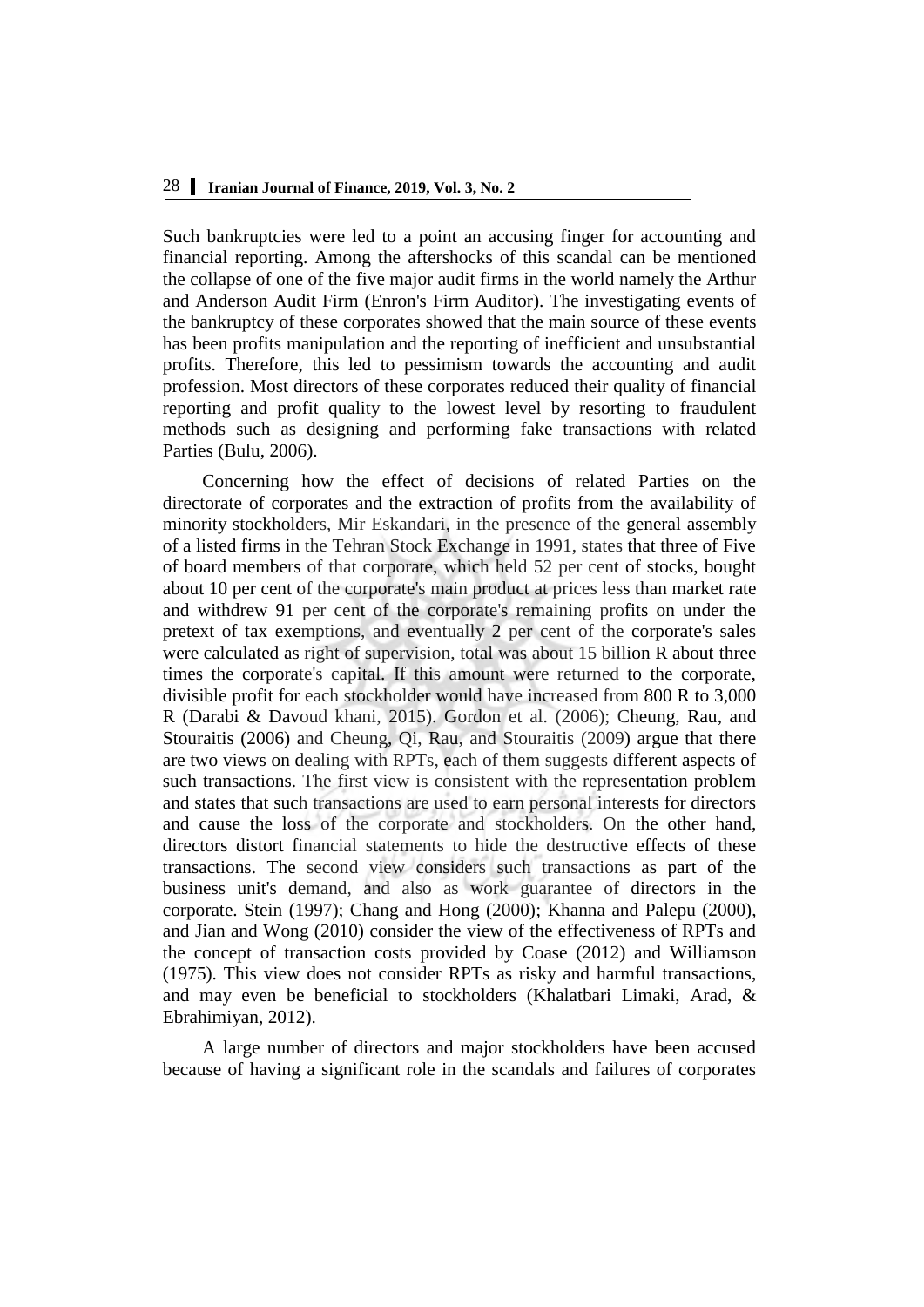Such bankruptcies were led to a point an accusing finger for accounting and financial reporting. Among the aftershocks of this scandal can be mentioned the collapse of one of the five major audit firms in the world namely the Arthur and Anderson Audit Firm (Enron's Firm Auditor). The investigating events of the bankruptcy of these corporates showed that the main source of these events has been profits manipulation and the reporting of inefficient and unsubstantial profits. Therefore, this led to pessimism towards the accounting and audit profession. Most directors of these corporates reduced their quality of financial reporting and profit quality to the lowest level by resorting to fraudulent methods such as designing and performing fake transactions with related Parties (Bulu, 2006).

Concerning how the effect of decisions of related Parties on the directorate of corporates and the extraction of profits from the availability of minority stockholders, Mir Eskandari, in the presence of the general assembly of a listed firms in the Tehran Stock Exchange in 1991, states that three of Five of board members of that corporate, which held 52 per cent of stocks, bought about 10 per cent of the corporate's main product at prices less than market rate and withdrew 91 per cent of the corporate's remaining profits on under the pretext of tax exemptions, and eventually 2 per cent of the corporate's sales were calculated as right of supervision, total was about 15 billion R about three times the corporate's capital. If this amount were returned to the corporate, divisible profit for each stockholder would have increased from 800 R to 3,000 R (Darabi & Davoud khani, 2015). Gordon et al. (2006); Cheung, Rau, and Stouraitis (2006) and Cheung, Qi, Rau, and Stouraitis (2009) argue that there are two views on dealing with RPTs, each of them suggests different aspects of such transactions. The first view is consistent with the representation problem and states that such transactions are used to earn personal interests for directors and cause the loss of the corporate and stockholders. On the other hand, directors distort financial statements to hide the destructive effects of these transactions. The second view considers such transactions as part of the business unit's demand, and also as work guarantee of directors in the corporate. Stein (1997); Chang and Hong (2000); Khanna and Palepu (2000), and Jian and Wong (2010) consider the view of the effectiveness of RPTs and the concept of transaction costs provided by Coase (2012) and Williamson (1975). This view does not consider RPTs as risky and harmful transactions, and may even be beneficial to stockholders (Khalatbari Limaki, Arad, & Ebrahimiyan, 2012).

A large number of directors and major stockholders have been accused because of having a significant role in the scandals and failures of corporates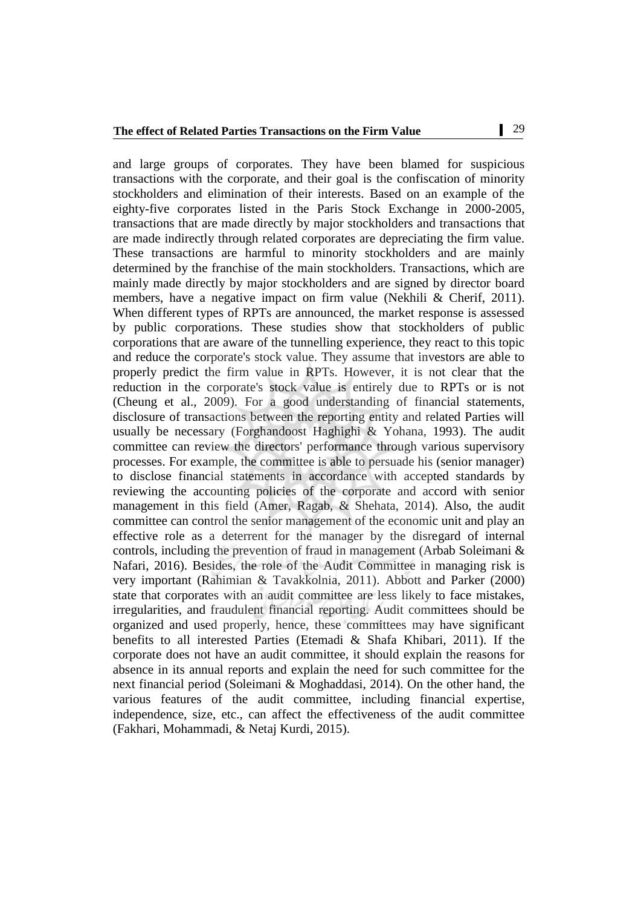and large groups of corporates. They have been blamed for suspicious transactions with the corporate, and their goal is the confiscation of minority stockholders and elimination of their interests. Based on an example of the eighty-five corporates listed in the Paris Stock Exchange in 2000-2005, transactions that are made directly by major stockholders and transactions that are made indirectly through related corporates are depreciating the firm value. These transactions are harmful to minority stockholders and are mainly determined by the franchise of the main stockholders. Transactions, which are mainly made directly by major stockholders and are signed by director board members, have a negative impact on firm value (Nekhili & Cherif, 2011). When different types of RPTs are announced, the market response is assessed by public corporations. These studies show that stockholders of public corporations that are aware of the tunnelling experience, they react to this topic and reduce the corporate's stock value. They assume that investors are able to properly predict the firm value in RPTs. However, it is not clear that the reduction in the corporate's stock value is entirely due to RPTs or is not (Cheung et al., 2009). For a good understanding of financial statements, disclosure of transactions between the reporting entity and related Parties will usually be necessary (Forghandoost Haghighi & Yohana, 1993). The audit committee can review the directors' performance through various supervisory processes. For example, the committee is able to persuade his (senior manager) to disclose financial statements in accordance with accepted standards by reviewing the accounting policies of the corporate and accord with senior management in this field (Amer, Ragab, & Shehata, 2014). Also, the audit committee can control the senior management of the economic unit and play an effective role as a deterrent for the manager by the disregard of internal controls, including the prevention of fraud in management (Arbab Soleimani & Nafari, 2016). Besides, the role of the Audit Committee in managing risk is very important (Rahimian & Tavakkolnia, 2011). Abbott and Parker (2000) state that corporates with an audit committee are less likely to face mistakes, irregularities, and fraudulent financial reporting. Audit committees should be organized and used properly, hence, these committees may have significant benefits to all interested Parties (Etemadi & Shafa Khibari, 2011). If the corporate does not have an audit committee, it should explain the reasons for absence in its annual reports and explain the need for such committee for the next financial period (Soleimani & Moghaddasi, 2014). On the other hand, the various features of the audit committee, including financial expertise, independence, size, etc., can affect the effectiveness of the audit committee (Fakhari, Mohammadi, & Netaj Kurdi, 2015).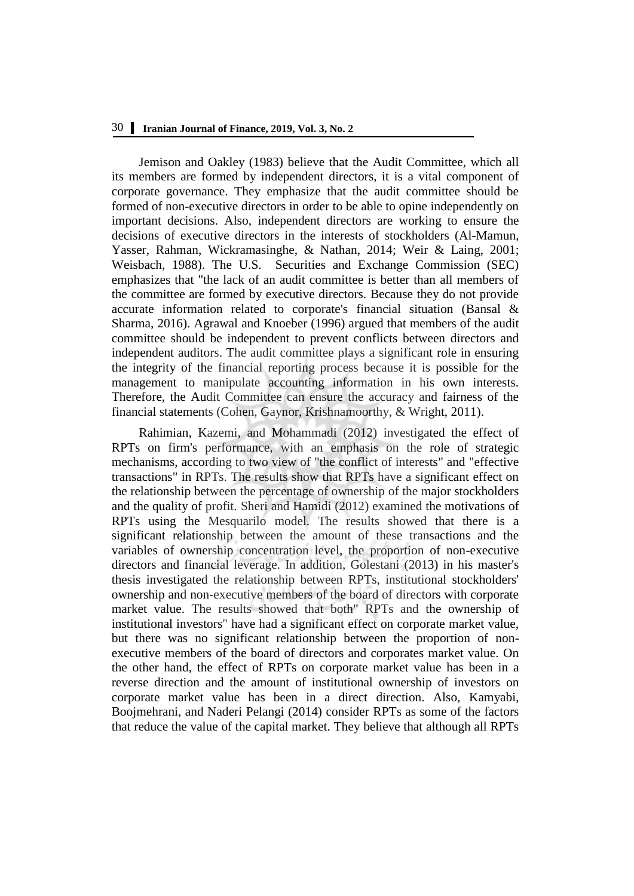Jemison and Oakley (1983) believe that the Audit Committee, which all its members are formed by independent directors, it is a vital component of corporate governance. They emphasize that the audit committee should be formed of non-executive directors in order to be able to opine independently on important decisions. Also, independent directors are working to ensure the decisions of executive directors in the interests of stockholders (Al-Mamun, Yasser, Rahman, Wickramasinghe, & Nathan, 2014; Weir & Laing, 2001; Weisbach, 1988). The U.S. Securities and Exchange Commission (SEC) emphasizes that "the lack of an audit committee is better than all members of the committee are formed by executive directors. Because they do not provide accurate information related to corporate's financial situation (Bansal & Sharma, 2016). Agrawal and Knoeber (1996) argued that members of the audit committee should be independent to prevent conflicts between directors and independent auditors. The audit committee plays a significant role in ensuring the integrity of the financial reporting process because it is possible for the management to manipulate accounting information in his own interests. Therefore, the Audit Committee can ensure the accuracy and fairness of the financial statements (Cohen, Gaynor, Krishnamoorthy, & Wright, 2011).

Rahimian, Kazemi, and Mohammadi (2012) investigated the effect of RPTs on firm's performance, with an emphasis on the role of strategic mechanisms, according to two view of "the conflict of interests" and "effective transactions" in RPTs. The results show that RPTs have a significant effect on the relationship between the percentage of ownership of the major stockholders and the quality of profit. Sheri and Hamidi (2012) examined the motivations of RPTs using the Mesquarilo model. The results showed that there is a significant relationship between the amount of these transactions and the variables of ownership concentration level, the proportion of non-executive directors and financial leverage. In addition, Golestani (2013) in his master's thesis investigated the relationship between RPTs, institutional stockholders' ownership and non-executive members of the board of directors with corporate market value. The results showed that both" RPTs and the ownership of institutional investors" have had a significant effect on corporate market value, but there was no significant relationship between the proportion of non-executive members of the board of directors and corporates market value. On the other hand, the effect of RPTs on corporate market value has been in a reverse direction and the amount of institutional ownership of investors on corporate market value has been in a direct direction. Also, Kamyabi, Boojmehrani, and Naderi Pelangi (2014) consider RPTs as some of the factors that reduce the value of the capital market. They believe that although all RPTs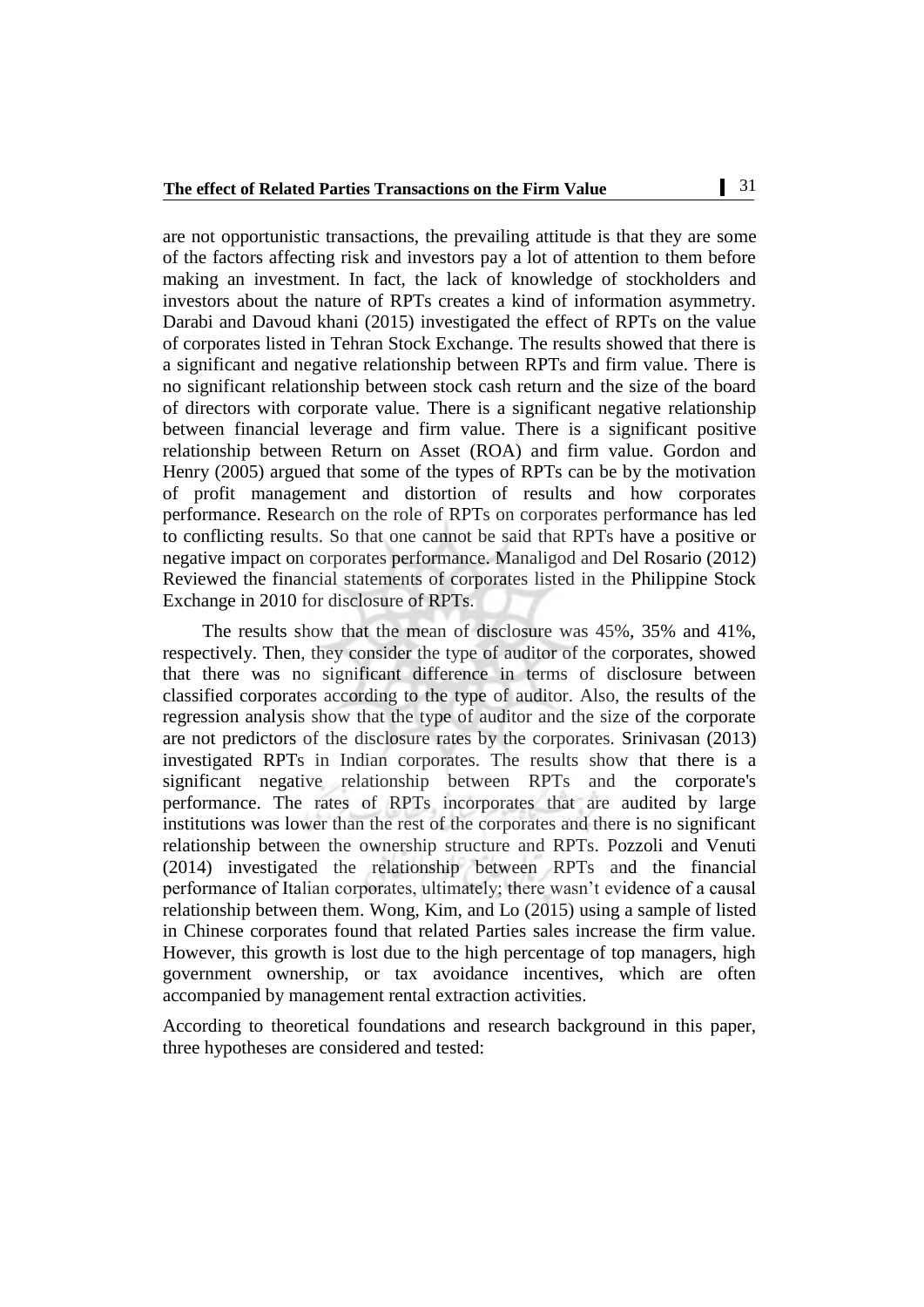are not opportunistic transactions, the prevailing attitude is that they are some of the factors affecting risk and investors pay a lot of attention to them before making an investment. In fact, the lack of knowledge of stockholders and investors about the nature of RPTs creates a kind of information asymmetry. Darabi and Davoud khani (2015) investigated the effect of RPTs on the value of corporates listed in Tehran Stock Exchange. The results showed that there is a significant and negative relationship between RPTs and firm value. There is no significant relationship between stock cash return and the size of the board of directors with corporate value. There is a significant negative relationship between financial leverage and firm value. There is a significant positive relationship between Return on Asset (ROA) and firm value. Gordon and Henry (2005) argued that some of the types of RPTs can be by the motivation of profit management and distortion of results and how corporates performance. Research on the role of RPTs on corporates performance has led to conflicting results. So that one cannot be said that RPTs have a positive or negative impact on corporates performance. Manaligod and Del Rosario (2012) Reviewed the financial statements of corporates listed in the Philippine Stock Exchange in 2010 for disclosure of RPTs.

The results show that the mean of disclosure was 45%, 35% and 41%, respectively. Then, they consider the type of auditor of the corporates, showed that there was no significant difference in terms of disclosure between classified corporates according to the type of auditor. Also, the results of the regression analysis show that the type of auditor and the size of the corporate are not predictors of the disclosure rates by the corporates. Srinivasan (2013) investigated RPTs in Indian corporates. The results show that there is a significant negative relationship between RPTs and the corporate's performance. The rates of RPTs incorporates that are audited by large institutions was lower than the rest of the corporates and there is no significant relationship between the ownership structure and RPTs. Pozzoli and Venuti (2014) investigated the relationship between RPTs and the financial performance of Italian corporates, ultimately; there wasn't evidence of a causal relationship between them. Wong, Kim, and Lo (2015) using a sample of listed in Chinese corporates found that related Parties sales increase the firm value. However, this growth is lost due to the high percentage of top managers, high government ownership, or tax avoidance incentives, which are often accompanied by management rental extraction activities.

According to theoretical foundations and research background in this paper, three hypotheses are considered and tested: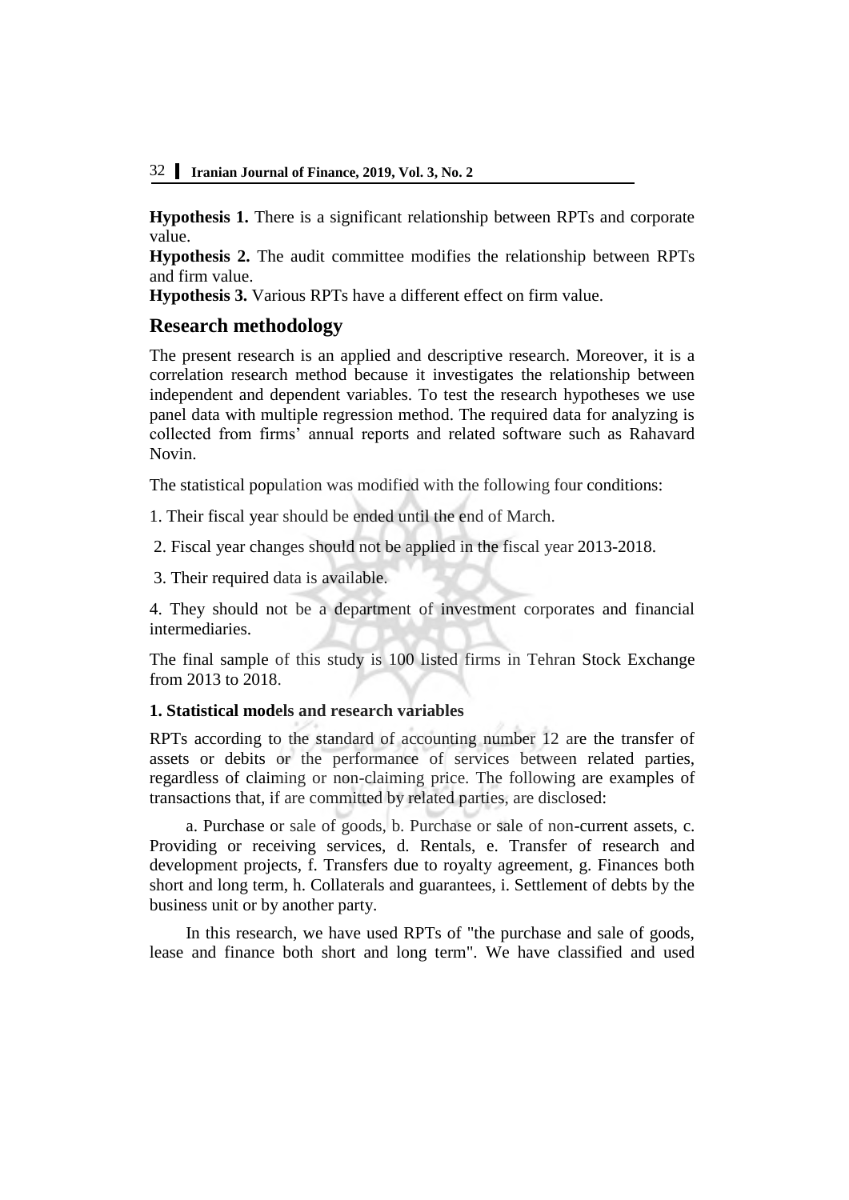**Hypothesis 1.** There is a significant relationship between RPTs and corporate value.

**Hypothesis 2.** The audit committee modifies the relationship between RPTs and firm value.

**Hypothesis 3.** Various RPTs have a different effect on firm value.

## Research methodology

The present research is an applied and descriptive research. Moreover, it is a correlation research method because it investigates the relationship between independent and dependent variables. To test the research hypotheses we use panel data with multiple regression method. The required data for analyzing is collected from firms' annual reports and related software such as Rahavard Novin.

The statistical population was modified with the following four conditions:

1. Their fiscal year should be ended until the end of March.

2. Fiscal year changes should not be applied in the fiscal year 2013-2018.

3. Their required data is available.

4. They should not be a department of investment corporates and financial intermediaries.

The final sample of this study is 100 listed firms in Tehran Stock Exchange from 2013 to 2018.

### 1. Statistical models and research variables

RPTs according to the standard of accounting number 12 are the transfer of assets or debits or the performance of services between related parties, regardless of claiming or non-claiming price. The following are examples of transactions that, if are committed by related parties, are disclosed:

a. Purchase or sale of goods, b. Purchase or sale of non-current assets, c. Providing or receiving services, d. Rentals, e. Transfer of research and development projects, f. Transfers due to royalty agreement, g. Finances both short and long term, h. Collaterals and guarantees, i. Settlement of debts by the business unit or by another party.

In this research, we have used RPTs of "the purchase and sale of goods, lease and finance both short and long term". We have classified and used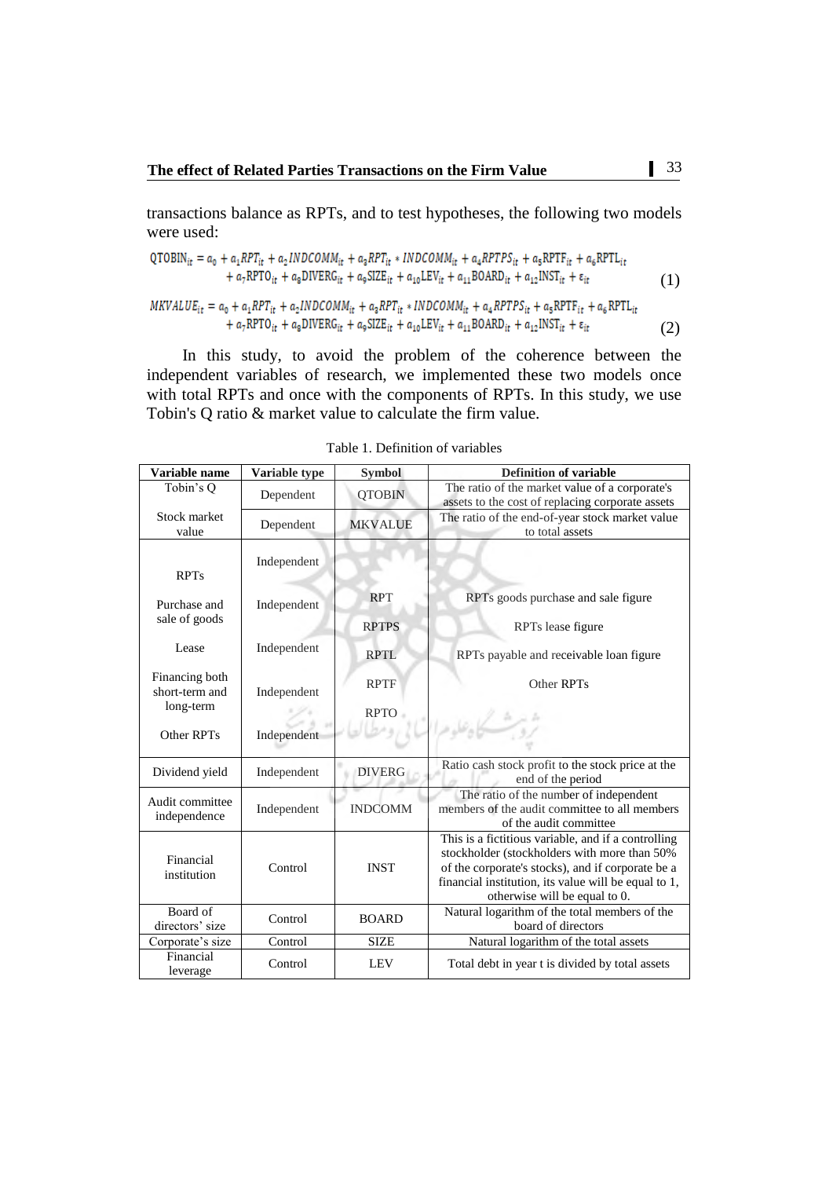transactions balance as RPTs, and to test hypotheses, the following two models were used:

$$QTOBIN_{it} = a_0 + a_1 RPT_{it} + a_2 INDCOMM_{it} + a_3 RPT_{it} * INDCOMM_{it} + a_4 RPTPS_{it} + a_5 RPTF_{it} + a_6 RPTL_{it} + a_7 RPTO_{it} + a_8 DIVERG_{it} + a_9 SIZE_{it} + a_{10} LEV_{it} + a_{11} BOARD_{it} + a_{12} INST_{it} + \varepsilon_{it} \quad (1)$$

$$MKVALUE_{it} = a_0 + a_1 RPT_{it} + a_2 INDCOMM_{it} + a_3 RPT_{it} * INDCOMM_{it} + a_4 RPTPS_{it} + a_5 RPTF_{it} + a_6 RPTL_{it} + a_7 RPTO_{it} + a_8 DIVERG_{it} + a_9 SIZE_{it} + a_{10} LEV_{it} + a_{11} BOARD_{it} + a_{12} INST_{it} + \varepsilon_{it} \quad (2)$$

In this study, to avoid the problem of the coherence between the independent variables of research, we implemented these two models once with total RPTs and once with the components of RPTs. In this study, we use Tobin's Q ratio & market value to calculate the firm value.

Table 1. Definition of variables

| Variable name | Variable type | Symbol | Definition of variable |
|---|---|---|---|
| Tobin's Q | Dependent | QTOBIN | The ratio of the market value of a corporate's assets to the cost of replacing corporate assets |
| Stock market value | Dependent | MKVALUE | The ratio of the end-of-year stock market value to total assets |
| RPTs | Independent | | |
| Purchase and sale of goods | Independent | RPT | RPTs goods purchase and sale figure |
| | | RPTPS | RPTs lease figure |
| Lease | Independent | RPTL | RPTs payable and receivable loan figure |
| Financing both short-term and long-term | Independent | RPTF | Other RPTs |
| | | RPTO | |
| Other RPTs | Independent | | |
| Dividend yield | Independent | DIVERG | Ratio cash stock profit to the stock price at the end of the period |
| Audit committee independence | Independent | INDCOMM | The ratio of the number of independent members of the audit committee to all members of the audit committee |
| Financial institution | Control | INST | This is a fictitious variable, and if a controlling stockholder (stockholders with more than 50% of the corporate's stocks), and if corporate be a financial institution, its value will be equal to 1, otherwise will be equal to 0. |
| Board of directors' size | Control | BOARD | Natural logarithm of the total members of the board of directors |
| Corporate's size | Control | SIZE | Natural logarithm of the total assets |
| Financial leverage | Control | LEV | Total debt in year t is divided by total assets |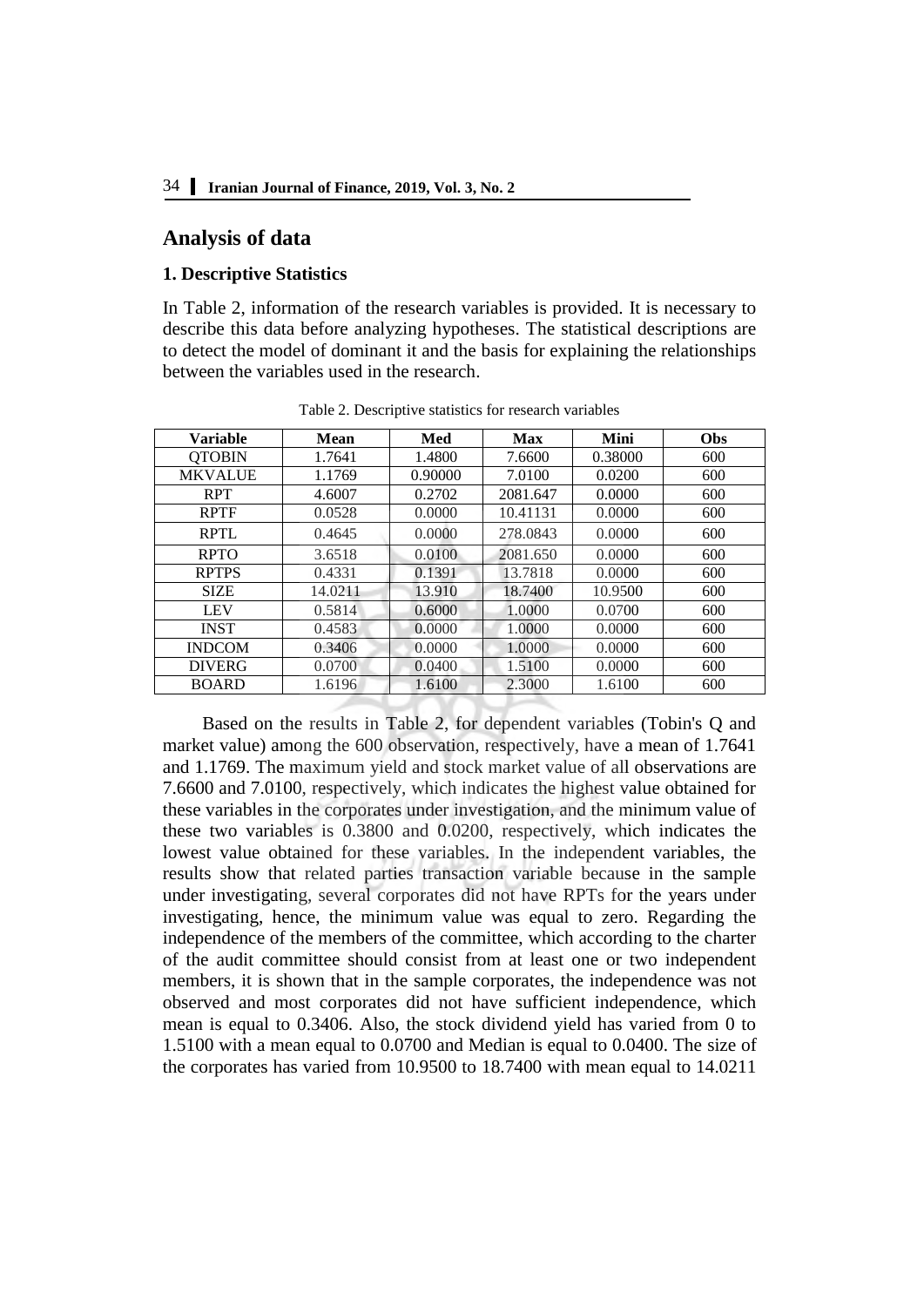## Analysis of data

### 1. Descriptive Statistics

In Table 2, information of the research variables is provided. It is necessary to describe this data before analyzing hypotheses. The statistical descriptions are to detect the model of dominant it and the basis for explaining the relationships between the variables used in the research.

Table 2. Descriptive statistics for research variables

| Variable | Mean | Med | Max | Mini | Obs |
|---|---|---|---|---|---|
| QTOBIN | 1.7641 | 1.4800 | 7.6600 | 0.38000 | 600 |
| MKVALUE | 1.1769 | 0.90000 | 7.0100 | 0.0200 | 600 |
| RPT | 4.6007 | 0.2702 | 2081.647 | 0.0000 | 600 |
| RPTF | 0.0528 | 0.0000 | 10.41131 | 0.0000 | 600 |
| RPTL | 0.4645 | 0.0000 | 278.0843 | 0.0000 | 600 |
| RPTO | 3.6518 | 0.0100 | 2081.650 | 0.0000 | 600 |
| RPTPS | 0.4331 | 0.1391 | 13.7818 | 0.0000 | 600 |
| SIZE | 14.0211 | 13.910 | 18.7400 | 10.9500 | 600 |
| LEV | 0.5814 | 0.6000 | 1.0000 | 0.0700 | 600 |
| INST | 0.4583 | 0.0000 | 1.0000 | 0.0000 | 600 |
| INDCOM | 0.3406 | 0.0000 | 1.0000 | 0.0000 | 600 |
| DIVERG | 0.0700 | 0.0400 | 1.5100 | 0.0000 | 600 |
| BOARD | 1.6196 | 1.6100 | 2.3000 | 1.6100 | 600 |

Based on the results in Table 2, for dependent variables (Tobin's Q and market value) among the 600 observation, respectively, have a mean of 1.7641 and 1.1769. The maximum yield and stock market value of all observations are 7.6600 and 7.0100, respectively, which indicates the highest value obtained for these variables in the corporates under investigation, and the minimum value of these two variables is 0.3800 and 0.0200, respectively, which indicates the lowest value obtained for these variables. In the independent variables, the results show that related parties transaction variable because in the sample under investigating, several corporates did not have RPTs for the years under investigating, hence, the minimum value was equal to zero. Regarding the independence of the members of the committee, which according to the charter of the audit committee should consist from at least one or two independent members, it is shown that in the sample corporates, the independence was not observed and most corporates did not have sufficient independence, which mean is equal to 0.3406. Also, the stock dividend yield has varied from 0 to 1.5100 with a mean equal to 0.0700 and Median is equal to 0.0400. The size of the corporates has varied from 10.9500 to 18.7400 with mean equal to 14.0211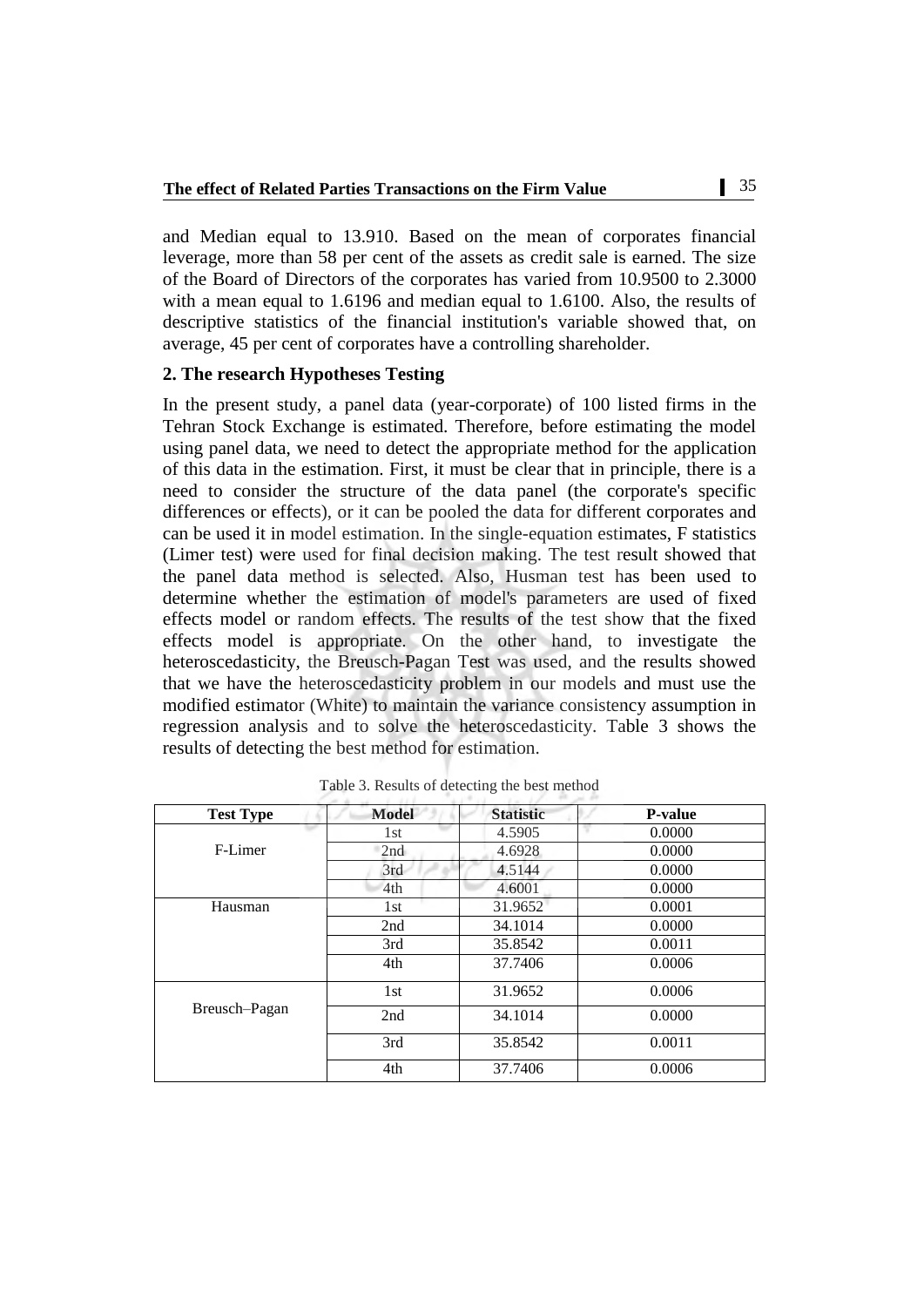and Median equal to 13.910. Based on the mean of corporates financial leverage, more than 58 per cent of the assets as credit sale is earned. The size of the Board of Directors of the corporates has varied from 10.9500 to 2.3000 with a mean equal to 1.6196 and median equal to 1.6100. Also, the results of descriptive statistics of the financial institution's variable showed that, on average, 45 per cent of corporates have a controlling shareholder.

## 2. The research Hypotheses Testing

In the present study, a panel data (year-corporate) of 100 listed firms in the Tehran Stock Exchange is estimated. Therefore, before estimating the model using panel data, we need to detect the appropriate method for the application of this data in the estimation. First, it must be clear that in principle, there is a need to consider the structure of the data panel (the corporate's specific differences or effects), or it can be pooled the data for different corporates and can be used it in model estimation. In the single-equation estimates, F statistics (Limer test) were used for final decision making. The test result showed that the panel data method is selected. Also, Husman test has been used to determine whether the estimation of model's parameters are used of fixed effects model or random effects. The results of the test show that the fixed effects model is appropriate. On the other hand, to investigate the heteroscedasticity, the Breusch-Pagan Test was used, and the results showed that we have the heteroscedasticity problem in our models and must use the modified estimator (White) to maintain the variance consistency assumption in regression analysis and to solve the heteroscedasticity. Table 3 shows the results of detecting the best method for estimation.

Table 3. Results of detecting the best method

| Test Type | Model | Statistic | P-value |
|---|---|---|---|
| F-Limer | 1st | 4.5905 | 0.0000 |
| | 2nd | 4.6928 | 0.0000 |
| | 3rd | 4.5144 | 0.0000 |
| | 4th | 4.6001 | 0.0000 |
| Hausman | 1st | 31.9652 | 0.0001 |
| | 2nd | 34.1014 | 0.0000 |
| | 3rd | 35.8542 | 0.0011 |
| | 4th | 37.7406 | 0.0006 |
| Breusch–Pagan | 1st | 31.9652 | 0.0006 |
| | 2nd | 34.1014 | 0.0000 |
| | 3rd | 35.8542 | 0.0011 |
| | 4th | 37.7406 | 0.0006 |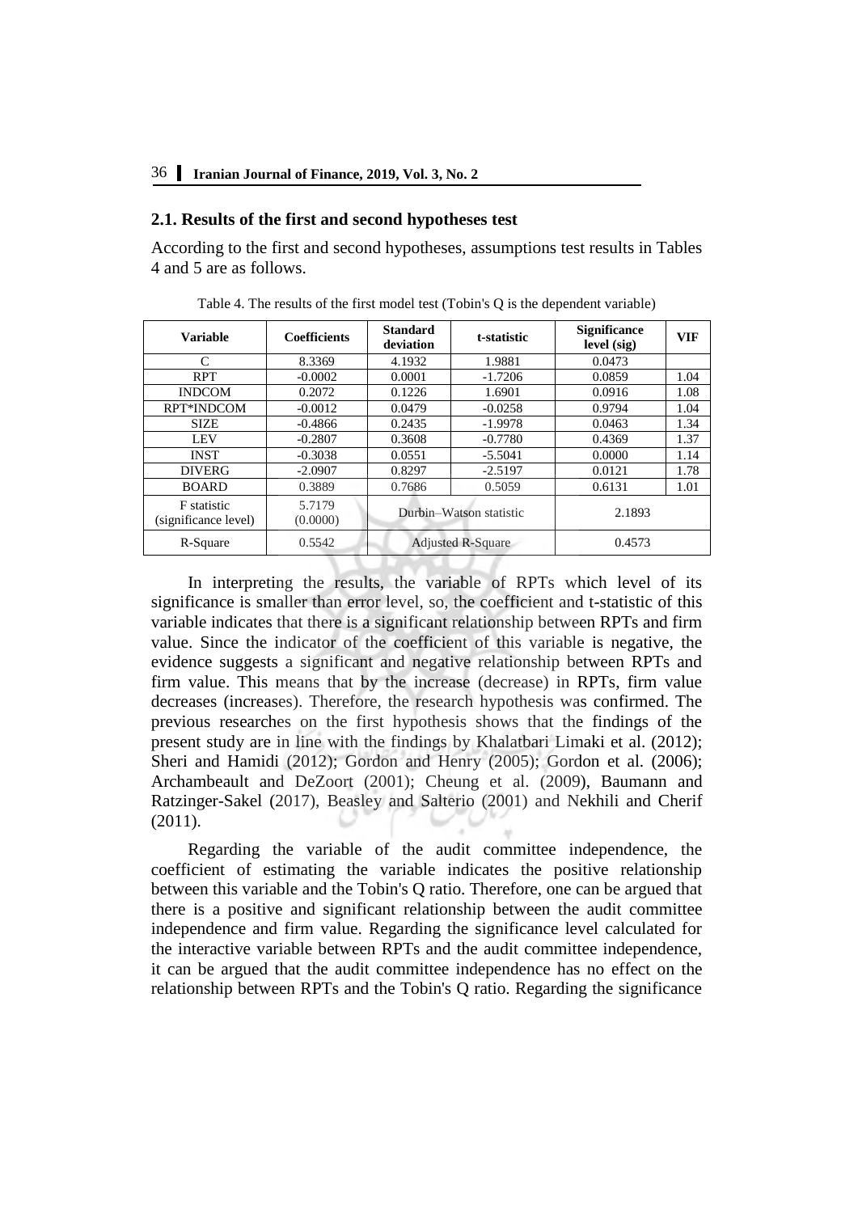## 2.1. Results of the first and second hypotheses test

According to the first and second hypotheses, assumptions test results in Tables 4 and 5 are as follows.

Table 4. The results of the first model test (Tobin's Q is the dependent variable)

| Variable | Coefficients | Standard deviation | t-statistic | Significance level (sig) | VIF |
|---|---|---|---|---|---|
| C | 8.3369 | 4.1932 | 1.9881 | 0.0473 | |
| RPT | -0.0002 | 0.0001 | -1.7206 | 0.0859 | 1.04 |
| INDCOM | 0.2072 | 0.1226 | 1.6901 | 0.0916 | 1.08 |
| RPT*INDCOM | -0.0012 | 0.0479 | -0.0258 | 0.9794 | 1.04 |
| SIZE | -0.4866 | 0.2435 | -1.9978 | 0.0463 | 1.34 |
| LEV | -0.2807 | 0.3608 | -0.7780 | 0.4369 | 1.37 |
| INST | -0.3038 | 0.0551 | -5.5041 | 0.0000 | 1.14 |
| DIVERG | -2.0907 | 0.8297 | -2.5197 | 0.0121 | 1.78 |
| BOARD | 0.3889 | 0.7686 | 0.5059 | 0.6131 | 1.01 |
| F statistic (significance level) | 5.7179 (0.0000) | Durbin–Watson statistic | | 2.1893 | |
| R-Square | 0.5542 | Adjusted R-Square | | 0.4573 | |

In interpreting the results, the variable of RPTs which level of its significance is smaller than error level, so, the coefficient and t-statistic of this variable indicates that there is a significant relationship between RPTs and firm value. Since the indicator of the coefficient of this variable is negative, the evidence suggests a significant and negative relationship between RPTs and firm value. This means that by the increase (decrease) in RPTs, firm value decreases (increases). Therefore, the research hypothesis was confirmed. The previous researches on the first hypothesis shows that the findings of the present study are in line with the findings by Khalatbari Limaki et al. (2012); Sheri and Hamidi (2012); Gordon and Henry (2005); Gordon et al. (2006); Archambeault and DeZoort (2001); Cheung et al. (2009), Baumann and Ratzinger-Sakel (2017), Beasley and Salterio (2001) and Nekhili and Cherif (2011).

Regarding the variable of the audit committee independence, the coefficient of estimating the variable indicates the positive relationship between this variable and the Tobin's Q ratio. Therefore, one can be argued that there is a positive and significant relationship between the audit committee independence and firm value. Regarding the significance level calculated for the interactive variable between RPTs and the audit committee independence, it can be argued that the audit committee independence has no effect on the relationship between RPTs and the Tobin's Q ratio. Regarding the significance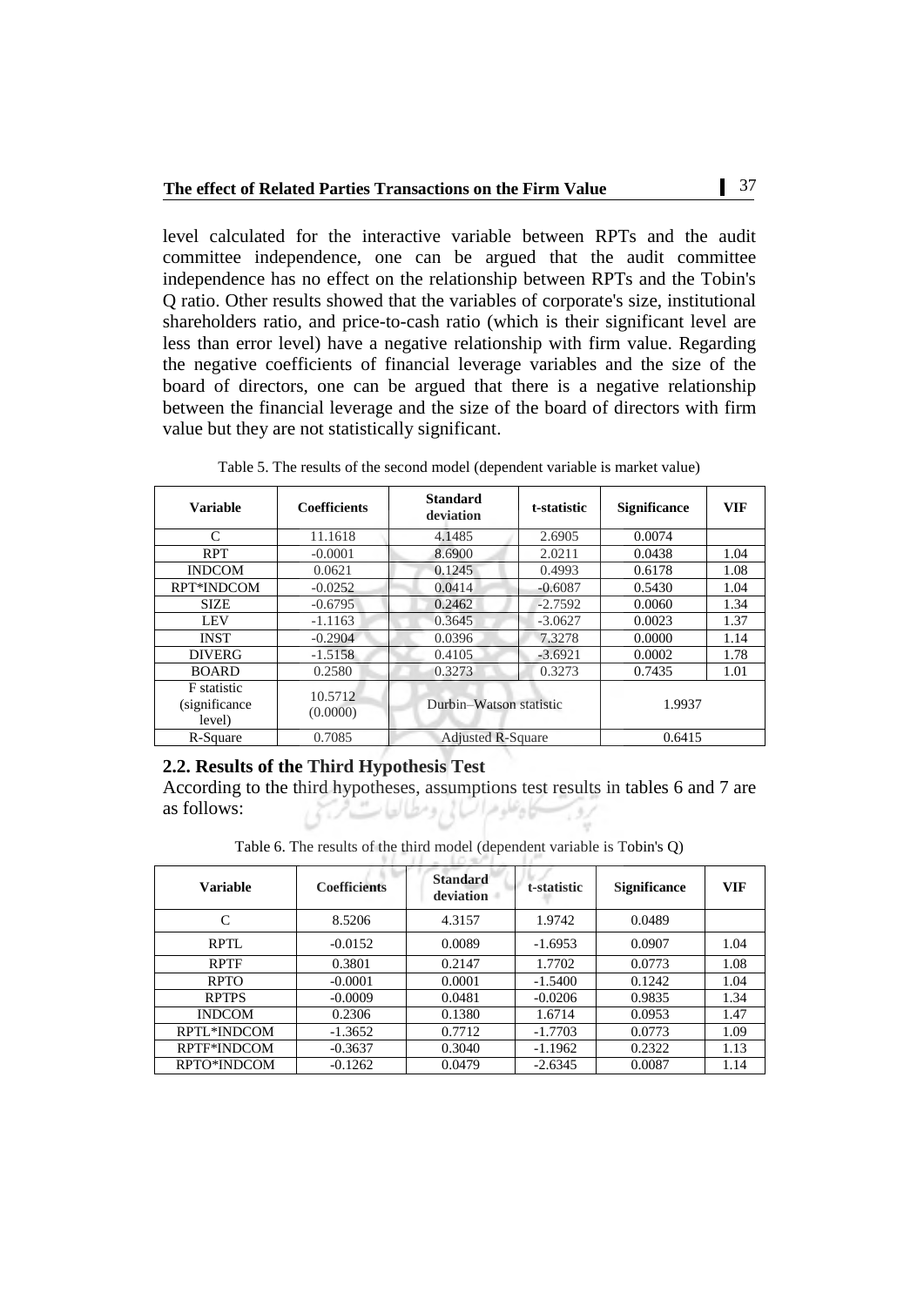level calculated for the interactive variable between RPTs and the audit committee independence, one can be argued that the audit committee independence has no effect on the relationship between RPTs and the Tobin's Q ratio. Other results showed that the variables of corporate's size, institutional shareholders ratio, and price-to-cash ratio (which is their significant level are less than error level) have a negative relationship with firm value. Regarding the negative coefficients of financial leverage variables and the size of the board of directors, one can be argued that there is a negative relationship between the financial leverage and the size of the board of directors with firm value but they are not statistically significant.

Table 5. The results of the second model (dependent variable is market value)

| Variable | Coefficients | Standard deviation | t-statistic | Significance | VIF |
|---|---|---|---|---|---|
| C | 11.1618 | 4.1485 | 2.6905 | 0.0074 | |
| RPT | -0.0001 | 8.6900 | 2.0211 | 0.0438 | 1.04 |
| INDCOM | 0.0621 | 0.1245 | 0.4993 | 0.6178 | 1.08 |
| RPT*INDCOM | -0.0252 | 0.0414 | -0.6087 | 0.5430 | 1.04 |
| SIZE | -0.6795 | 0.2462 | -2.7592 | 0.0060 | 1.34 |
| LEV | -1.1163 | 0.3645 | -3.0627 | 0.0023 | 1.37 |
| INST | -0.2904 | 0.0396 | 7.3278 | 0.0000 | 1.14 |
| DIVERG | -1.5158 | 0.4105 | -3.6921 | 0.0002 | 1.78 |
| BOARD | 0.2580 | 0.3273 | 0.3273 | 0.7435 | 1.01 |
| F statistic (significance level) | 10.5712 (0.0000) | Durbin–Watson statistic | | 1.9937 | |
| R-Square | 0.7085 | Adjusted R-Square | | 0.6415 | |

## 2.2. Results of the Third Hypothesis Test

According to the third hypotheses, assumptions test results in tables 6 and 7 are as follows:

Table 6. The results of the third model (dependent variable is Tobin's Q)

| Variable | Coefficients | Standard deviation | t-statistic | Significance | VIF |
|---|---|---|---|---|---|
| C | 8.5206 | 4.3157 | 1.9742 | 0.0489 | |
| RPTL | -0.0152 | 0.0089 | -1.6953 | 0.0907 | 1.04 |
| RPTF | 0.3801 | 0.2147 | 1.7702 | 0.0773 | 1.08 |
| RPTO | -0.0001 | 0.0001 | -1.5400 | 0.1242 | 1.04 |
| RPTPS | -0.0009 | 0.0481 | -0.0206 | 0.9835 | 1.34 |
| INDCOM | 0.2306 | 0.1380 | 1.6714 | 0.0953 | 1.47 |
| RPTL*INDCOM | -1.3652 | 0.7712 | -1.7703 | 0.0773 | 1.09 |
| RPTF*INDCOM | -0.3637 | 0.3040 | -1.1962 | 0.2322 | 1.13 |
| RPTO*INDCOM | -0.1262 | 0.0479 | -2.6345 | 0.0087 | 1.14 |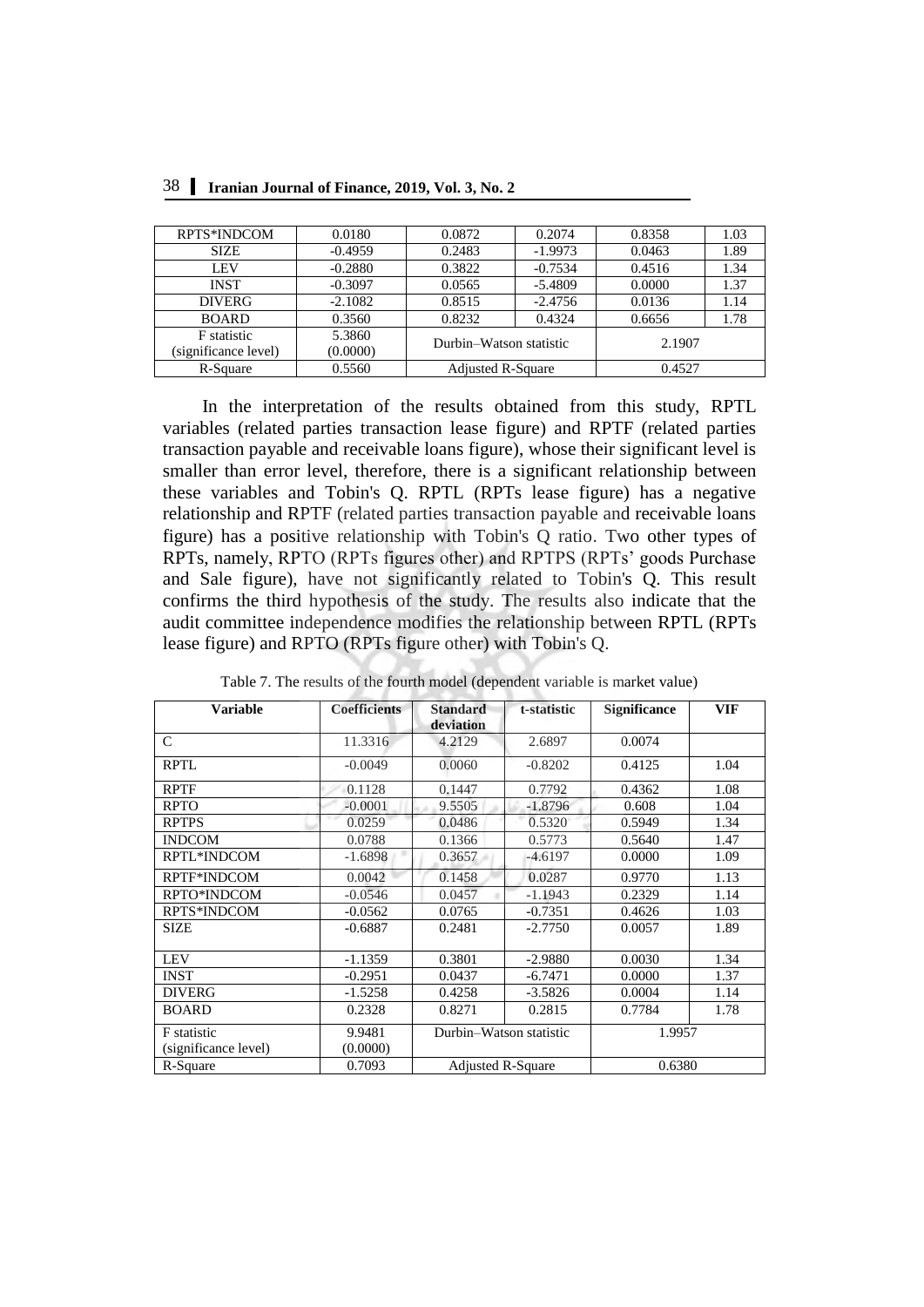| RPTS*INDCOM | 0.0180 | 0.0872 | 0.2074 | 0.8358 | 1.03 |
|---|---|---|---|---|---|
| SIZE | -0.4959 | 0.2483 | -1.9973 | 0.0463 | 1.89 |
| LEV | -0.2880 | 0.3822 | -0.7534 | 0.4516 | 1.34 |
| INST | -0.3097 | 0.0565 | -5.4809 | 0.0000 | 1.37 |
| DIVERG | -2.1082 | 0.8515 | -2.4756 | 0.0136 | 1.14 |
| BOARD | 0.3560 | 0.8232 | 0.4324 | 0.6656 | 1.78 |
| F statistic (significance level) | 5.3860 (0.0000) | Durbin–Watson statistic | | 2.1907 | |
| R-Square | 0.5560 | Adjusted R-Square | | 0.4527 | |

In the interpretation of the results obtained from this study, RPTL variables (related parties transaction lease figure) and RPTF (related parties transaction payable and receivable loans figure), whose their significant level is smaller than error level, therefore, there is a significant relationship between these variables and Tobin's Q. RPTL (RPTs lease figure) has a negative relationship and RPTF (related parties transaction payable and receivable loans figure) has a positive relationship with Tobin's Q ratio. Two other types of RPTs, namely, RPTO (RPTs figures other) and RPTPS (RPTs' goods Purchase and Sale figure), have not significantly related to Tobin's Q. This result confirms the third hypothesis of the study. The results also indicate that the audit committee independence modifies the relationship between RPTL (RPTs lease figure) and RPTO (RPTs figure other) with Tobin's Q.

Table 7. The results of the fourth model (dependent variable is market value)

| Variable | Coefficients | Standard deviation | t-statistic | Significance | VIF |
|---|---|---|---|---|---|
| C | 11.3316 | 4.2129 | 2.6897 | 0.0074 | |
| RPTL | -0.0049 | 0.0060 | -0.8202 | 0.4125 | 1.04 |
| RPTF | 0.1128 | 0.1447 | 0.7792 | 0.4362 | 1.08 |
| RPTO | -0.0001 | 9.5505 | -1.8796 | 0.608 | 1.04 |
| RPTPS | 0.0259 | 0.0486 | 0.5320 | 0.5949 | 1.34 |
| INDCOM | 0.0788 | 0.1366 | 0.5773 | 0.5640 | 1.47 |
| RPTL*INDCOM | -1.6898 | 0.3657 | -4.6197 | 0.0000 | 1.09 |
| RPTF*INDCOM | 0.0042 | 0.1458 | 0.0287 | 0.9770 | 1.13 |
| RPTO*INDCOM | -0.0546 | 0.0457 | -1.1943 | 0.2329 | 1.14 |
| RPTS*INDCOM | -0.0562 | 0.0765 | -0.7351 | 0.4626 | 1.03 |
| SIZE | -0.6887 | 0.2481 | -2.7750 | 0.0057 | 1.89 |
| LEV | -1.1359 | 0.3801 | -2.9880 | 0.0030 | 1.34 |
| INST | -0.2951 | 0.0437 | -6.7471 | 0.0000 | 1.37 |
| DIVERG | -1.5258 | 0.4258 | -3.5826 | 0.0004 | 1.14 |
| BOARD | 0.2328 | 0.8271 | 0.2815 | 0.7784 | 1.78 |
| F statistic (significance level) | 9.9481 (0.0000) | Durbin–Watson statistic | | 1.9957 | |
| R-Square | 0.7093 | Adjusted R-Square | | 0.6380 | |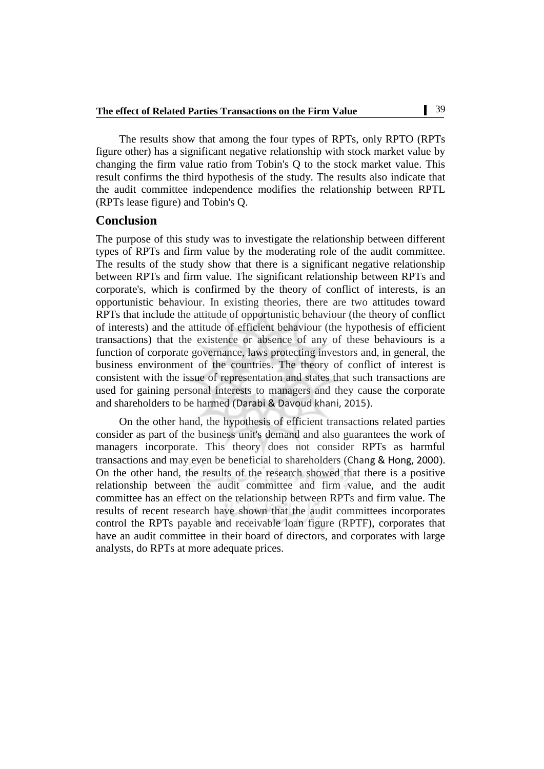The results show that among the four types of RPTs, only RPTO (RPTs figure other) has a significant negative relationship with stock market value by changing the firm value ratio from Tobin's Q to the stock market value. This result confirms the third hypothesis of the study. The results also indicate that the audit committee independence modifies the relationship between RPTL (RPTs lease figure) and Tobin's Q.

## Conclusion

The purpose of this study was to investigate the relationship between different types of RPTs and firm value by the moderating role of the audit committee. The results of the study show that there is a significant negative relationship between RPTs and firm value. The significant relationship between RPTs and corporate's, which is confirmed by the theory of conflict of interests, is an opportunistic behaviour. In existing theories, there are two attitudes toward RPTs that include the attitude of opportunistic behaviour (the theory of conflict of interests) and the attitude of efficient behaviour (the hypothesis of efficient transactions) that the existence or absence of any of these behaviours is a function of corporate governance, laws protecting investors and, in general, the business environment of the countries. The theory of conflict of interest is consistent with the issue of representation and states that such transactions are used for gaining personal interests to managers and they cause the corporate and shareholders to be harmed (Darabi & Davoud khani, 2015).

On the other hand, the hypothesis of efficient transactions related parties consider as part of the business unit's demand and also guarantees the work of managers incorporate. This theory does not consider RPTs as harmful transactions and may even be beneficial to shareholders (Chang & Hong, 2000). On the other hand, the results of the research showed that there is a positive relationship between the audit committee and firm value, and the audit committee has an effect on the relationship between RPTs and firm value. The results of recent research have shown that the audit committees incorporates control the RPTs payable and receivable loan figure (RPTF), corporates that have an audit committee in their board of directors, and corporates with large analysts, do RPTs at more adequate prices.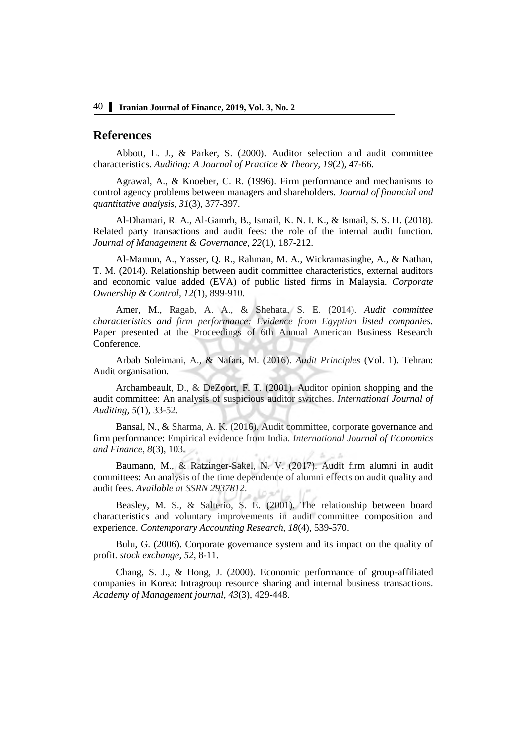## References

Abbott, L. J., & Parker, S. (2000). Auditor selection and audit committee characteristics. *Auditing: A Journal of Practice & Theory, 19*(2), 47-66.

Agrawal, A., & Knoeber, C. R. (1996). Firm performance and mechanisms to control agency problems between managers and shareholders. *Journal of financial and quantitative analysis, 31*(3), 377-397.

Al-Dhamari, R. A., Al-Gamrh, B., Ismail, K. N. I. K., & Ismail, S. S. H. (2018). Related party transactions and audit fees: the role of the internal audit function. *Journal of Management & Governance, 22*(1), 187-212.

Al-Mamun, A., Yasser, Q. R., Rahman, M. A., Wickramasinghe, A., & Nathan, T. M. (2014). Relationship between audit committee characteristics, external auditors and economic value added (EVA) of public listed firms in Malaysia. *Corporate Ownership & Control*, *12*(1), 899-910.

Amer, M., Ragab, A. A., & Shehata, S. E. (2014). *Audit committee characteristics and firm performance: Evidence from Egyptian listed companies.* Paper presented at the Proceedings of 6th Annual American Business Research Conference.

Arbab Soleimani, A., & Nafari, M. (2016). *Audit Principles* (Vol. 1). Tehran: Audit organisation.

Archambeault, D., & DeZoort, F. T. (2001). Auditor opinion shopping and the audit committee: An analysis of suspicious auditor switches. *International Journal of Auditing, 5*(1), 33-52.

Bansal, N., & Sharma, A. K. (2016). Audit committee, corporate governance and firm performance: Empirical evidence from India. *International Journal of Economics and Finance, 8*(3), 103.

Baumann, M., & Ratzinger-Sakel, N. V. (2017). Audit firm alumni in audit committees: An analysis of the time dependence of alumni effects on audit quality and audit fees. *Available at SSRN 2937812*.

Beasley, M. S., & Salterio, S. E. (2001). The relationship between board characteristics and voluntary improvements in audit committee composition and experience. *Contemporary Accounting Research, 18*(4), 539-570.

Bulu, G. (2006). Corporate governance system and its impact on the quality of profit. *stock exchange, 52*, 8-11.

Chang, S. J., & Hong, J. (2000). Economic performance of group-affiliated companies in Korea: Intragroup resource sharing and internal business transactions. *Academy of Management journal, 43*(3), 429-448.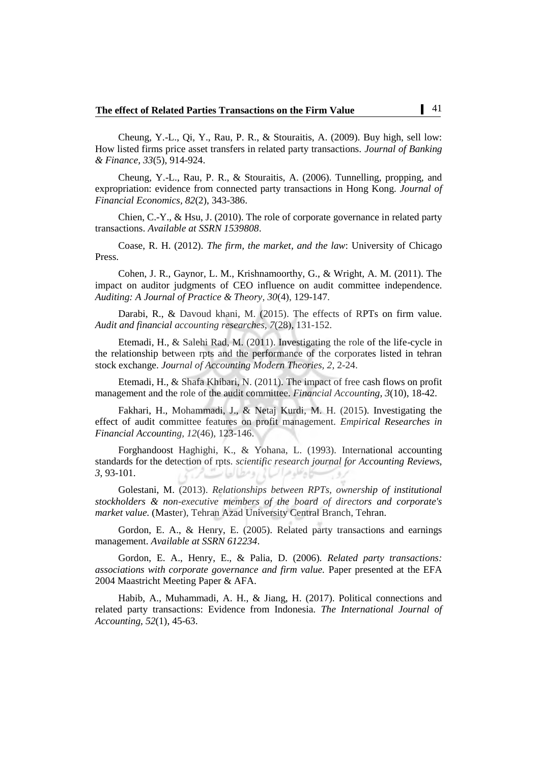Cheung, Y.-L., Qi, Y., Rau, P. R., & Stouraitis, A. (2009). Buy high, sell low: How listed firms price asset transfers in related party transactions. *Journal of Banking & Finance, 33*(5), 914-924.

Cheung, Y.-L., Rau, P. R., & Stouraitis, A. (2006). Tunnelling, propping, and expropriation: evidence from connected party transactions in Hong Kong. *Journal of Financial Economics, 82*(2), 343-386.

Chien, C.-Y., & Hsu, J. (2010). The role of corporate governance in related party transactions. *Available at SSRN 1539808*.

Coase, R. H. (2012). *The firm, the market, and the law*: University of Chicago Press.

Cohen, J. R., Gaynor, L. M., Krishnamoorthy, G., & Wright, A. M. (2011). The impact on auditor judgments of CEO influence on audit committee independence. *Auditing: A Journal of Practice & Theory, 30*(4), 129-147.

Darabi, R., & Davoud khani, M. (2015). The effects of RPTs on firm value. *Audit and financial accounting researches, 7*(28), 131-152.

Etemadi, H., & Salehi Rad, M. (2011). Investigating the role of the life-cycle in the relationship between rpts and the performance of the corporates listed in tehran stock exchange. *Journal of Accounting Modern Theories, 2*, 2-24.

Etemadi, H., & Shafa Khibari, N. (2011). The impact of free cash flows on profit management and the role of the audit committee. *Financial Accounting, 3*(10), 18-42.

Fakhari, H., Mohammadi, J., & Netaj Kurdi, M. H. (2015). Investigating the effect of audit committee features on profit management. *Empirical Researches in Financial Accounting, 12*(46), 123-146.

Forghandoost Haghighi, K., & Yohana, L. (1993). International accounting standards for the detection of rpts. *scientific research journal for Accounting Reviews, 3*, 93-101.

Golestani, M. (2013). *Relationships between RPTs, ownership of institutional stockholders & non-executive members of the board of directors and corporate's market value.* (Master), Tehran Azad University Central Branch, Tehran.

Gordon, E. A., & Henry, E. (2005). Related party transactions and earnings management. *Available at SSRN 612234*.

Gordon, E. A., Henry, E., & Palia, D. (2006). *Related party transactions: associations with corporate governance and firm value.* Paper presented at the EFA 2004 Maastricht Meeting Paper & AFA.

Habib, A., Muhammadi, A. H., & Jiang, H. (2017). Political connections and related party transactions: Evidence from Indonesia. *The International Journal of Accounting, 52*(1), 45-63.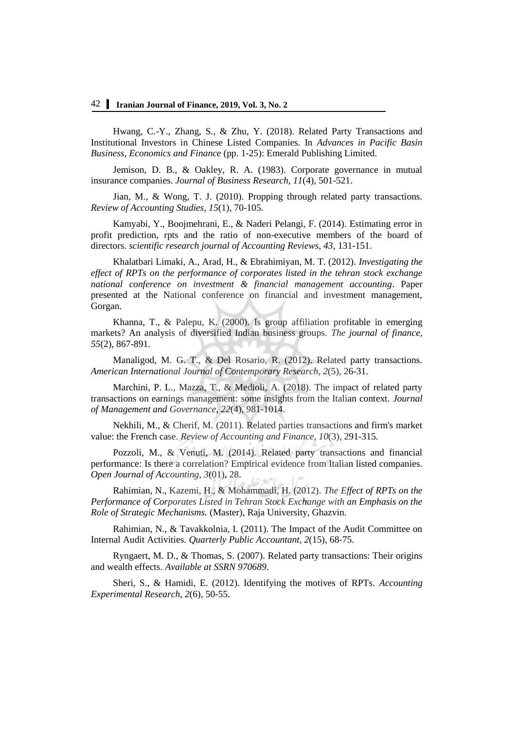Hwang, C.-Y., Zhang, S., & Zhu, Y. (2018). Related Party Transactions and Institutional Investors in Chinese Listed Companies. In *Advances in Pacific Basin Business, Economics and Finance* (pp. 1-25): Emerald Publishing Limited.

Jemison, D. B., & Oakley, R. A. (1983). Corporate governance in mutual insurance companies. *Journal of Business Research, 11*(4), 501-521.

Jian, M., & Wong, T. J. (2010). Propping through related party transactions. *Review of Accounting Studies, 15*(1), 70-105.

Kamyabi, Y., Boojmehrani, E., & Naderi Pelangi, F. (2014). Estimating error in profit prediction, rpts and the ratio of non-executive members of the board of directors. *scientific research journal of Accounting Reviews, 43*, 131-151.

Khalatbari Limaki, A., Arad, H., & Ebrahimiyan, M. T. (2012). *Investigating the effect of RPTs on the performance of corporates listed in the tehran stock exchange national conference on investment & financial management accounting*. Paper presented at the National conference on financial and investment management, Gorgan.

Khanna, T., & Palepu, K. (2000). Is group affiliation profitable in emerging markets? An analysis of diversified Indian business groups. *The journal of finance, 55*(2), 867-891.

Manaligod, M. G. T., & Del Rosario, R. (2012). Related party transactions. *American International Journal of Contemporary Research, 2*(5), 26-31.

Marchini, P. L., Mazza, T., & Medioli, A. (2018). The impact of related party transactions on earnings management: some insights from the Italian context. *Journal of Management and Governance, 22*(4), 981-1014.

Nekhili, M., & Cherif, M. (2011). Related parties transactions and firm's market value: the French case. *Review of Accounting and Finance, 10*(3), 291-315.

Pozzoli, M., & Venuti, M. (2014). Related party transactions and financial performance: Is there a correlation? Empirical evidence from Italian listed companies. *Open Journal of Accounting, 3*(01), 28.

Rahimian, N., Kazemi, H., & Mohammadi, H. (2012). *The Effect of RPTs on the Performance of Corporates Listed in Tehran Stock Exchange with an Emphasis on the Role of Strategic Mechanisms.* (Master), Raja University, Ghazvin.

Rahimian, N., & Tavakkolnia, I. (2011). The Impact of the Audit Committee on Internal Audit Activities. *Quarterly Public Accountant, 2*(15), 68-75.

Ryngaert, M. D., & Thomas, S. (2007). Related party transactions: Their origins and wealth effects. *Available at SSRN 970689*.

Sheri, S., & Hamidi, E. (2012). Identifying the motives of RPTs. *Accounting Experimental Research, 2*(6), 50-55.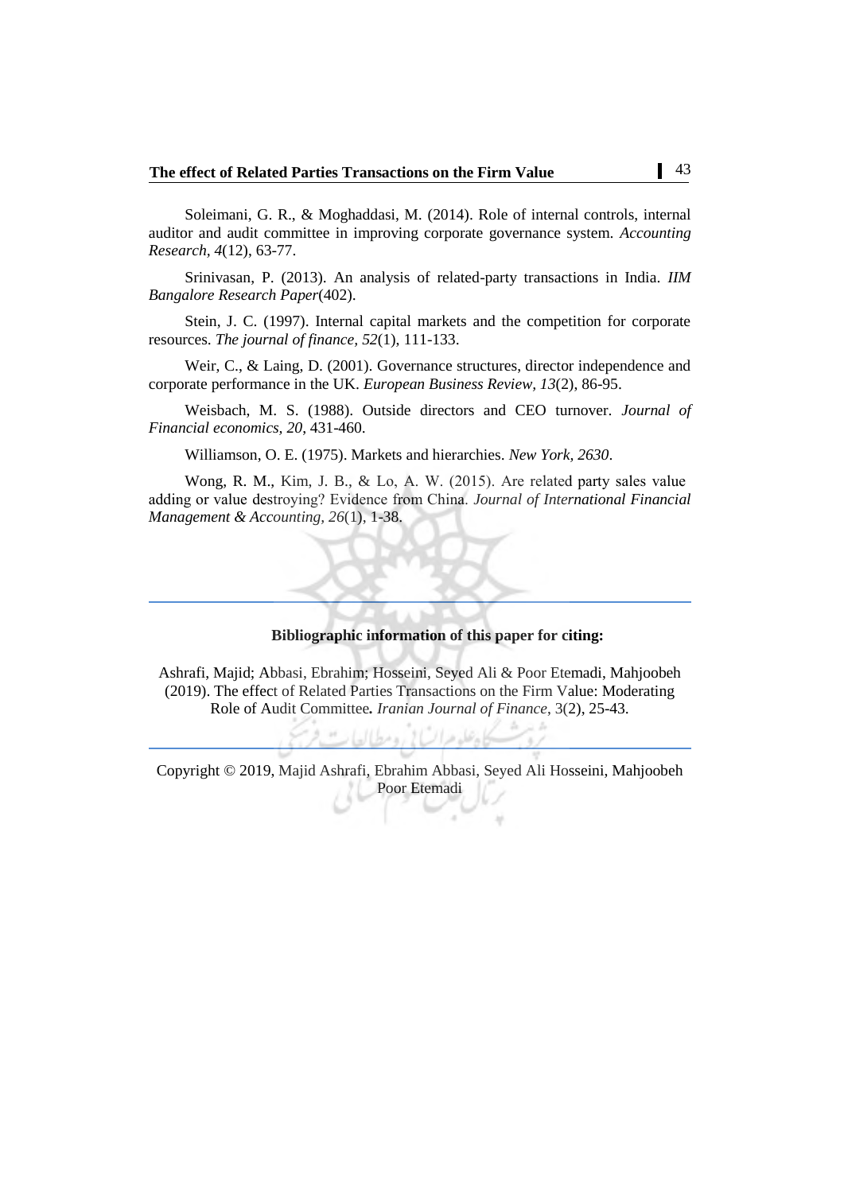Soleimani, G. R., & Moghaddasi, M. (2014). Role of internal controls, internal auditor and audit committee in improving corporate governance system. *Accounting Research, 4*(12), 63-77.

Srinivasan, P. (2013). An analysis of related-party transactions in India. *IIM Bangalore Research Paper*(402).

Stein, J. C. (1997). Internal capital markets and the competition for corporate resources. *The journal of finance, 52*(1), 111-133.

Weir, C., & Laing, D. (2001). Governance structures, director independence and corporate performance in the UK. *European Business Review, 13*(2), 86-95.

Weisbach, M. S. (1988). Outside directors and CEO turnover. *Journal of Financial economics, 20*, 431-460.

Williamson, O. E. (1975). Markets and hierarchies. *New York, 2630*.

Wong, R. M., Kim, J. B., & Lo, A. W. (2015). Are related party sales value adding or value destroying? Evidence from China. *Journal of International Financial Management & Accounting, 26*(1), 1-38.

---

**Bibliographic information of this paper for citing:**

Ashrafi, Majid; Abbasi, Ebrahim; Hosseini, Seyed Ali & Poor Etemadi, Mahjoobeh (2019). The effect of Related Parties Transactions on the Firm Value: Moderating Role of Audit Committee**.** *Iranian Journal of Finance*, 3(2), 25-43.

---

Copyright © 2019, Majid Ashrafi, Ebrahim Abbasi, Seyed Ali Hosseini, Mahjoobeh Poor Etemadi